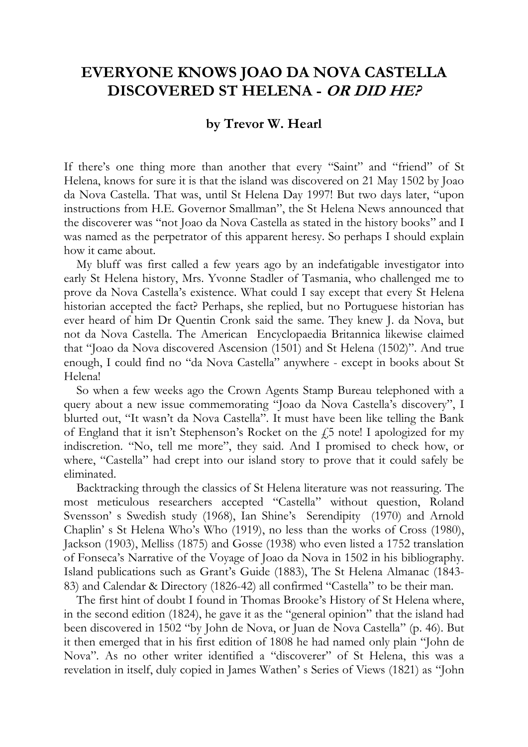# EVERYONE KNOWS JOAO DA NOVA CASTELLA DISCOVERED ST HELENA - *OR DID HE?*

**by Trevor W. Hearl**

If there's one thing more than another that every "Saint" and "friend" of St Helena, knows for sure it is that the island was discovered on 21 May 1502 by Joao da Nova Castella. That was, until St Helena Day 1997! But two days later, "upon instructions from H.E. Governor Smallman", the St Helena News announced that the discoverer was "not Joao da Nova Castella as stated in the history books" and I was named as the perpetrator of this apparent heresy. So perhaps I should explain how it came about.

My bluff was first called a few years ago by an indefatigable investigator into early St Helena history, Mrs. Yvonne Stadler of Tasmania, who challenged me to prove da Nova Castella's existence. What could I say except that every St Helena historian accepted the fact? Perhaps, she replied, but no Portuguese historian has ever heard of him Dr Quentin Cronk said the same. They knew J. da Nova, but not da Nova Castella. The American Encyclopaedia Britannica likewise claimed that "Joao da Nova discovered Ascension (1501) and St Helena (1502)". And true enough, I could find no "da Nova Castella" anywhere - except in books about St Helena!

So when a few weeks ago the Crown Agents Stamp Bureau telephoned with a query about a new issue commemorating "Joao da Nova Castella's discovery", I blurted out, "It wasn't da Nova Castella". It must have been like telling the Bank of England that it isn't Stephenson's Rocket on the £5 note! I apologized for my indiscretion. "No, tell me more", they said. And I promised to check how, or where, "Castella" had crept into our island story to prove that it could safely be eliminated.

Backtracking through the classics of St Helena literature was not reassuring. The most meticulous researchers accepted "Castella" without question, Roland Svensson' s Swedish study (1968), Ian Shine's Serendipity (1970) and Arnold Chaplin' s St Helena Who's Who (1919), no less than the works of Cross (1980), Jackson (1903), Melliss (1875) and Gosse (1938) who even listed a 1752 translation of Fonseca's Narrative of the Voyage of Joao da Nova in 1502 in his bibliography. Island publications such as Grant's Guide (1883), The St Helena Almanac (1843-83) and Calendar & Directory (1826-42) all confirmed "Castella" to be their man.

The first hint of doubt I found in Thomas Brooke's History of St Helena where, in the second edition (1824), he gave it as the "general opinion" that the island had been discovered in 1502 "by John de Nova, or Juan de Nova Castella" (p. 46). But it then emerged that in his first edition of 1808 he had named only plain "John de Nova". As no other writer identified a "discoverer" of St Helena, this was a revelation in itself, duly copied in James Wathen' s Series of Views (1821) as "John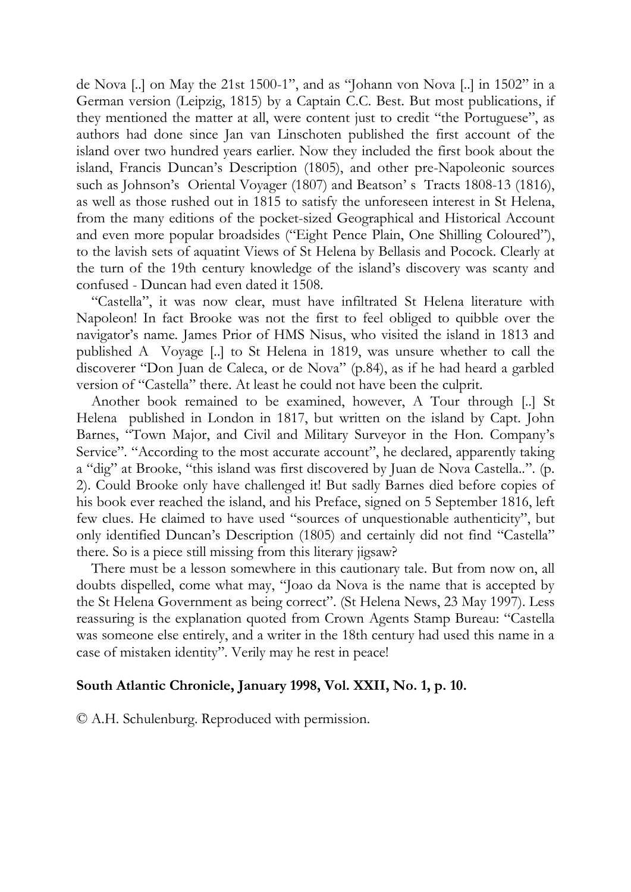de Nova [..] on May the 21st 1500-1", and as "Johann von Nova [..] in 1502" in a German version (Leipzig, 1815) by a Captain C.C. Best. But most publications, if they mentioned the matter at all, were content just to credit "the Portuguese", as authors had done since Jan van Linschoten published the first account of the island over two hundred years earlier. Now they included the first book about the island, Francis Duncan's Description (1805), and other pre-Napoleonic sources such as Johnson's Oriental Voyager (1807) and Beatson' s Tracts 1808-13 (1816), as well as those rushed out in 1815 to satisfy the unforeseen interest in St Helena, from the many editions of the pocket-sized Geographical and Historical Account and even more popular broadsides ("Eight Pence Plain, One Shilling Coloured"), to the lavish sets of aquatint Views of St Helena by Bellasis and Pocock. Clearly at the turn of the 19th century knowledge of the island's discovery was scanty and confused - Duncan had even dated it 1508.

"Castella", it was now clear, must have infiltrated St Helena literature with Napoleon! In fact Brooke was not the first to feel obliged to quibble over the navigator's name. James Prior of HMS Nisus, who visited the island in 1813 and published A Voyage [..] to St Helena in 1819, was unsure whether to call the discoverer "Don Juan de Caleca, or de Nova" (p.84), as if he had heard a garbled version of "Castella" there. At least he could not have been the culprit.

Another book remained to be examined, however, A Tour through [..] St Helena published in London in 1817, but written on the island by Capt. John Barnes, "Town Major, and Civil and Military Surveyor in the Hon. Company's Service". "According to the most accurate account", he declared, apparently taking a "dig" at Brooke, "this island was first discovered by Juan de Nova Castella..". (p. 2). Could Brooke only have challenged it! But sadly Barnes died before copies of his book ever reached the island, and his Preface, signed on 5 September 1816, left few clues. He claimed to have used "sources of unquestionable authenticity", but only identified Duncan's Description (1805) and certainly did not find "Castella" there. So is a piece still missing from this literary jigsaw?

There must be a lesson somewhere in this cautionary tale. But from now on, all doubts dispelled, come what may, "Joao da Nova is the name that is accepted by the St Helena Government as being correct". (St Helena News, 23 May 1997). Less reassuring is the explanation quoted from Crown Agents Stamp Bureau: "Castella was someone else entirely, and a writer in the 18th century had used this name in a case of mistaken identity". Verily may he rest in peace!

**South Atlantic Chronicle, January 1998, Vol. XXII, No. 1, p. 10.**

© A.H. Schulenburg. Reproduced with permission.